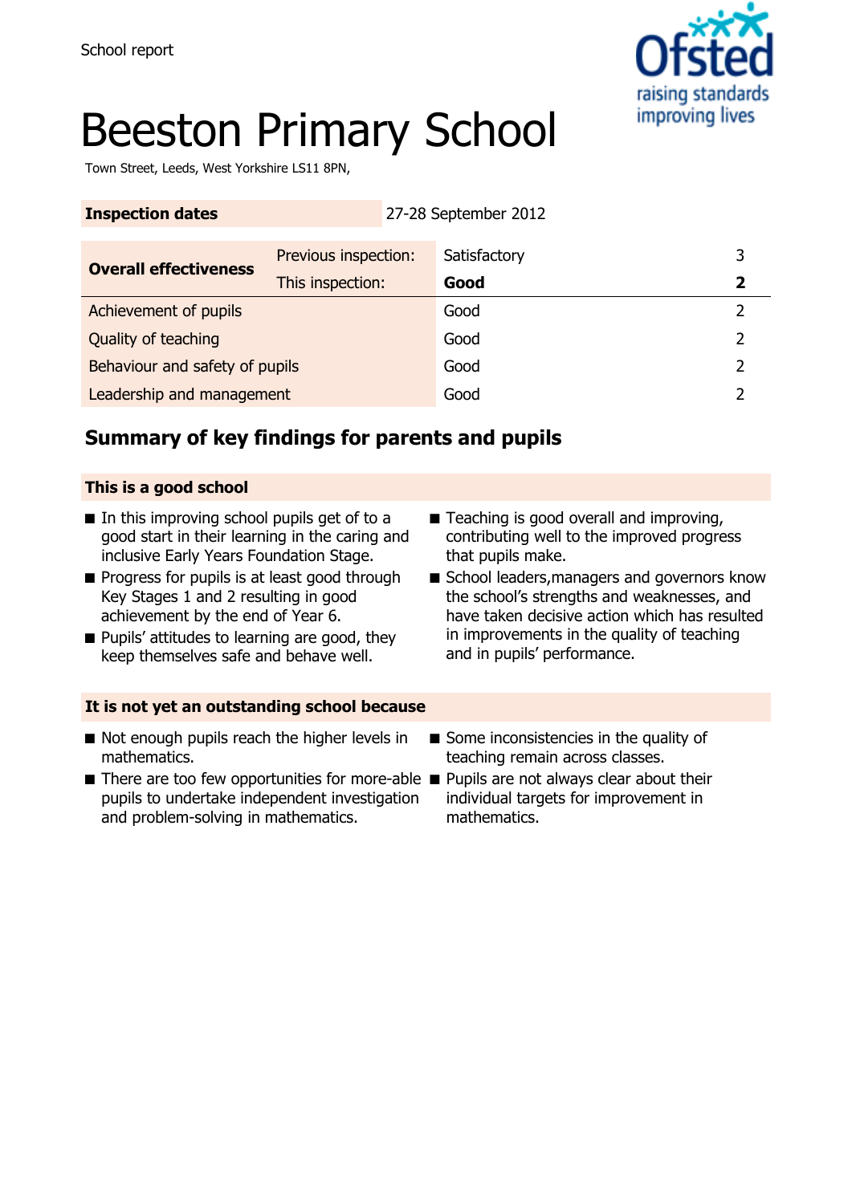School report

# Beeston Primary School

Town Street, Leeds, West Yorkshire LS11 8PN,

| **Inspection dates** | | 27-28 September 2012 | |
|---|---|---|---|
| **Overall effectiveness** | Previous inspection: | Satisfactory | 3 |
| | This inspection: | **Good** | **2** |
| Achievement of pupils | | Good | 2 |
| Quality of teaching | | Good | 2 |
| Behaviour and safety of pupils | | Good | 2 |
| Leadership and management | | Good | 2 |

## Summary of key findings for parents and pupils

### This is a good school

- In this improving school pupils get of to a good start in their learning in the caring and inclusive Early Years Foundation Stage.
- Progress for pupils is at least good through Key Stages 1 and 2 resulting in good achievement by the end of Year 6.
- Pupils' attitudes to learning are good, they keep themselves safe and behave well.
- Teaching is good overall and improving, contributing well to the improved progress that pupils make.
- School leaders,managers and governors know the school's strengths and weaknesses, and have taken decisive action which has resulted in improvements in the quality of teaching and in pupils' performance.

### It is not yet an outstanding school because

- Not enough pupils reach the higher levels in mathematics.
- There are too few opportunities for more-able pupils to undertake independent investigation and problem-solving in mathematics.
- Some inconsistencies in the quality of teaching remain across classes.
- Pupils are not always clear about their individual targets for improvement in mathematics.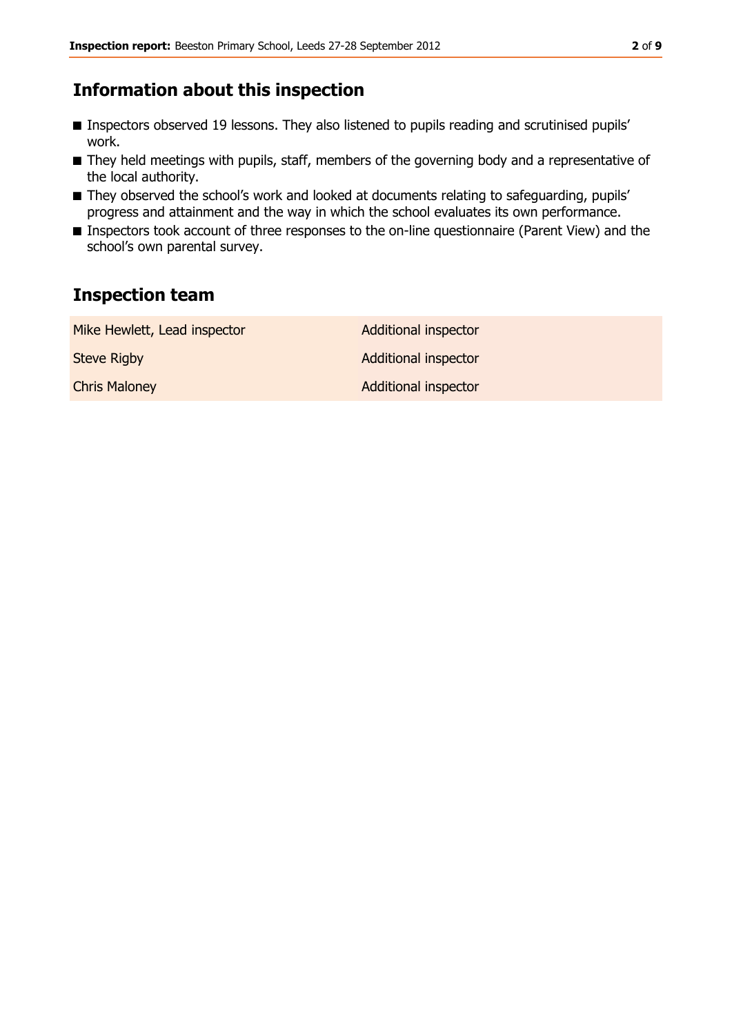## Information about this inspection

- Inspectors observed 19 lessons. They also listened to pupils reading and scrutinised pupils' work.
- They held meetings with pupils, staff, members of the governing body and a representative of the local authority.
- They observed the school's work and looked at documents relating to safeguarding, pupils' progress and attainment and the way in which the school evaluates its own performance.
- Inspectors took account of three responses to the on-line questionnaire (Parent View) and the school's own parental survey.

## Inspection team

| | |
|---|---|
| Mike Hewlett, Lead inspector | Additional inspector |
| Steve Rigby | Additional inspector |
| Chris Maloney | Additional inspector |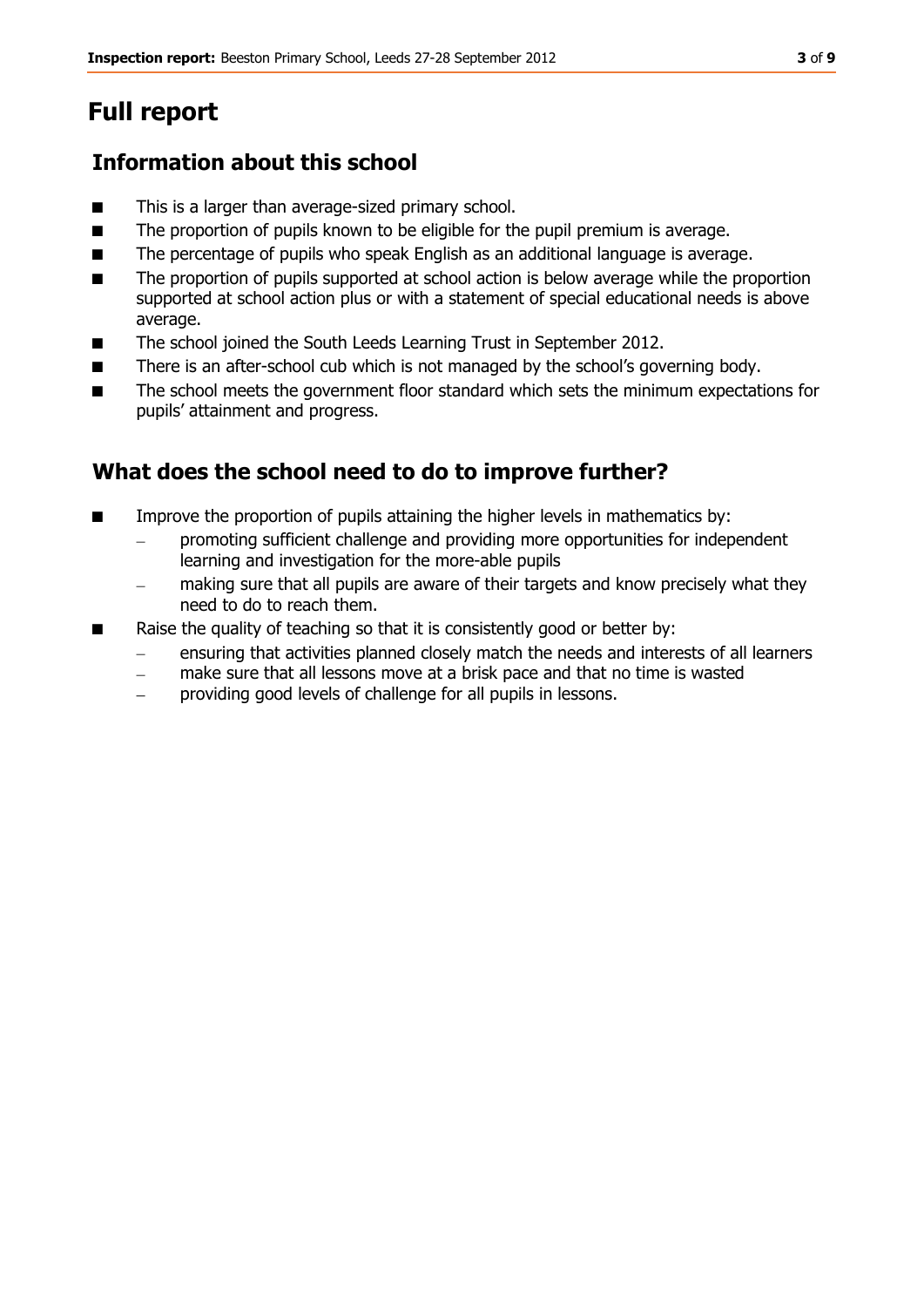# Full report

## Information about this school

- This is a larger than average-sized primary school.
- The proportion of pupils known to be eligible for the pupil premium is average.
- The percentage of pupils who speak English as an additional language is average.
- The proportion of pupils supported at school action is below average while the proportion supported at school action plus or with a statement of special educational needs is above average.
- The school joined the South Leeds Learning Trust in September 2012.
- There is an after-school cub which is not managed by the school's governing body.
- The school meets the government floor standard which sets the minimum expectations for pupils' attainment and progress.

## What does the school need to do to improve further?

- Improve the proportion of pupils attaining the higher levels in mathematics by:
  - promoting sufficient challenge and providing more opportunities for independent learning and investigation for the more-able pupils
  - making sure that all pupils are aware of their targets and know precisely what they need to do to reach them.
- Raise the quality of teaching so that it is consistently good or better by:
  - ensuring that activities planned closely match the needs and interests of all learners
  - make sure that all lessons move at a brisk pace and that no time is wasted
  - providing good levels of challenge for all pupils in lessons.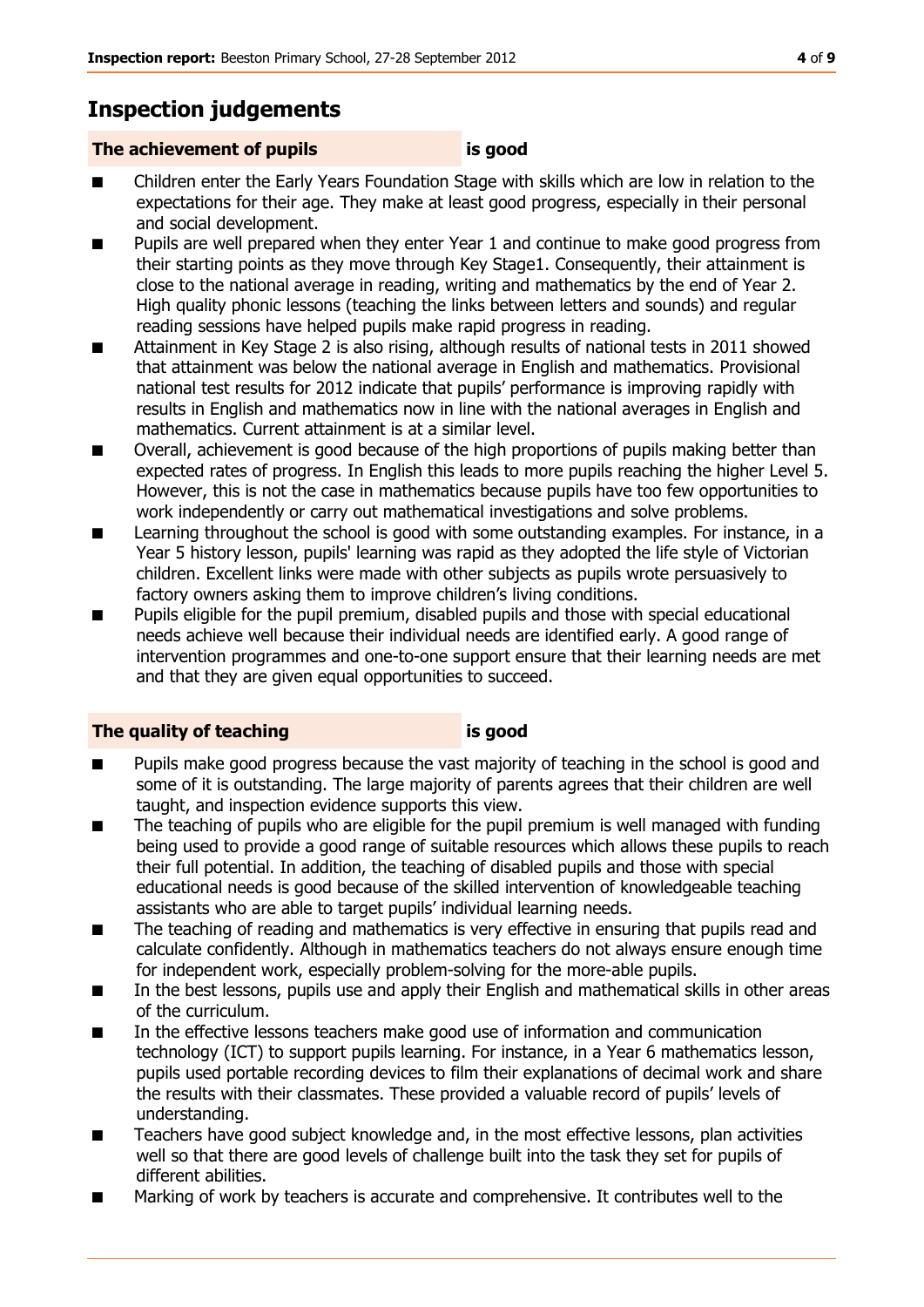## Inspection judgements

**The achievement of pupils** **is good**

- Children enter the Early Years Foundation Stage with skills which are low in relation to the expectations for their age. They make at least good progress, especially in their personal and social development.
- Pupils are well prepared when they enter Year 1 and continue to make good progress from their starting points as they move through Key Stage1. Consequently, their attainment is close to the national average in reading, writing and mathematics by the end of Year 2. High quality phonic lessons (teaching the links between letters and sounds) and regular reading sessions have helped pupils make rapid progress in reading.
- Attainment in Key Stage 2 is also rising, although results of national tests in 2011 showed that attainment was below the national average in English and mathematics. Provisional national test results for 2012 indicate that pupils' performance is improving rapidly with results in English and mathematics now in line with the national averages in English and mathematics. Current attainment is at a similar level.
- Overall, achievement is good because of the high proportions of pupils making better than expected rates of progress. In English this leads to more pupils reaching the higher Level 5. However, this is not the case in mathematics because pupils have too few opportunities to work independently or carry out mathematical investigations and solve problems.
- Learning throughout the school is good with some outstanding examples. For instance, in a Year 5 history lesson, pupils' learning was rapid as they adopted the life style of Victorian children. Excellent links were made with other subjects as pupils wrote persuasively to factory owners asking them to improve children's living conditions.
- Pupils eligible for the pupil premium, disabled pupils and those with special educational needs achieve well because their individual needs are identified early. A good range of intervention programmes and one-to-one support ensure that their learning needs are met and that they are given equal opportunities to succeed.

**The quality of teaching** **is good**

- Pupils make good progress because the vast majority of teaching in the school is good and some of it is outstanding. The large majority of parents agrees that their children are well taught, and inspection evidence supports this view.
- The teaching of pupils who are eligible for the pupil premium is well managed with funding being used to provide a good range of suitable resources which allows these pupils to reach their full potential. In addition, the teaching of disabled pupils and those with special educational needs is good because of the skilled intervention of knowledgeable teaching assistants who are able to target pupils' individual learning needs.
- The teaching of reading and mathematics is very effective in ensuring that pupils read and calculate confidently. Although in mathematics teachers do not always ensure enough time for independent work, especially problem-solving for the more-able pupils.
- In the best lessons, pupils use and apply their English and mathematical skills in other areas of the curriculum.
- In the effective lessons teachers make good use of information and communication technology (ICT) to support pupils learning. For instance, in a Year 6 mathematics lesson, pupils used portable recording devices to film their explanations of decimal work and share the results with their classmates. These provided a valuable record of pupils' levels of understanding.
- Teachers have good subject knowledge and, in the most effective lessons, plan activities well so that there are good levels of challenge built into the task they set for pupils of different abilities.
- Marking of work by teachers is accurate and comprehensive. It contributes well to the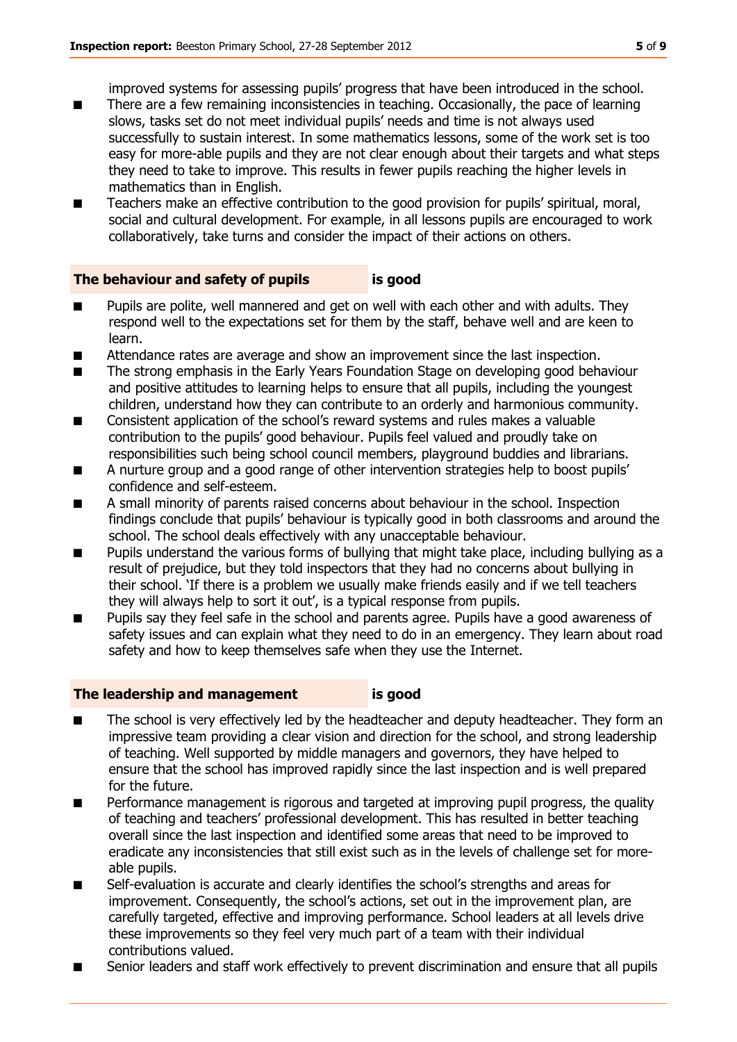improved systems for assessing pupils' progress that have been introduced in the school.

- There are a few remaining inconsistencies in teaching. Occasionally, the pace of learning slows, tasks set do not meet individual pupils' needs and time is not always used successfully to sustain interest. In some mathematics lessons, some of the work set is too easy for more-able pupils and they are not clear enough about their targets and what steps they need to take to improve. This results in fewer pupils reaching the higher levels in mathematics than in English.
- Teachers make an effective contribution to the good provision for pupils' spiritual, moral, social and cultural development. For example, in all lessons pupils are encouraged to work collaboratively, take turns and consider the impact of their actions on others.

## The behaviour and safety of pupils is good

- Pupils are polite, well mannered and get on well with each other and with adults. They respond well to the expectations set for them by the staff, behave well and are keen to learn.
- Attendance rates are average and show an improvement since the last inspection.
- The strong emphasis in the Early Years Foundation Stage on developing good behaviour and positive attitudes to learning helps to ensure that all pupils, including the youngest children, understand how they can contribute to an orderly and harmonious community.
- Consistent application of the school's reward systems and rules makes a valuable contribution to the pupils' good behaviour. Pupils feel valued and proudly take on responsibilities such being school council members, playground buddies and librarians.
- A nurture group and a good range of other intervention strategies help to boost pupils' confidence and self-esteem.
- A small minority of parents raised concerns about behaviour in the school. Inspection findings conclude that pupils' behaviour is typically good in both classrooms and around the school. The school deals effectively with any unacceptable behaviour.
- Pupils understand the various forms of bullying that might take place, including bullying as a result of prejudice, but they told inspectors that they had no concerns about bullying in their school. 'If there is a problem we usually make friends easily and if we tell teachers they will always help to sort it out', is a typical response from pupils.
- Pupils say they feel safe in the school and parents agree. Pupils have a good awareness of safety issues and can explain what they need to do in an emergency. They learn about road safety and how to keep themselves safe when they use the Internet.

## The leadership and management is good

- The school is very effectively led by the headteacher and deputy headteacher. They form an impressive team providing a clear vision and direction for the school, and strong leadership of teaching. Well supported by middle managers and governors, they have helped to ensure that the school has improved rapidly since the last inspection and is well prepared for the future.
- Performance management is rigorous and targeted at improving pupil progress, the quality of teaching and teachers' professional development. This has resulted in better teaching overall since the last inspection and identified some areas that need to be improved to eradicate any inconsistencies that still exist such as in the levels of challenge set for more-able pupils.
- Self-evaluation is accurate and clearly identifies the school's strengths and areas for improvement. Consequently, the school's actions, set out in the improvement plan, are carefully targeted, effective and improving performance. School leaders at all levels drive these improvements so they feel very much part of a team with their individual contributions valued.
- Senior leaders and staff work effectively to prevent discrimination and ensure that all pupils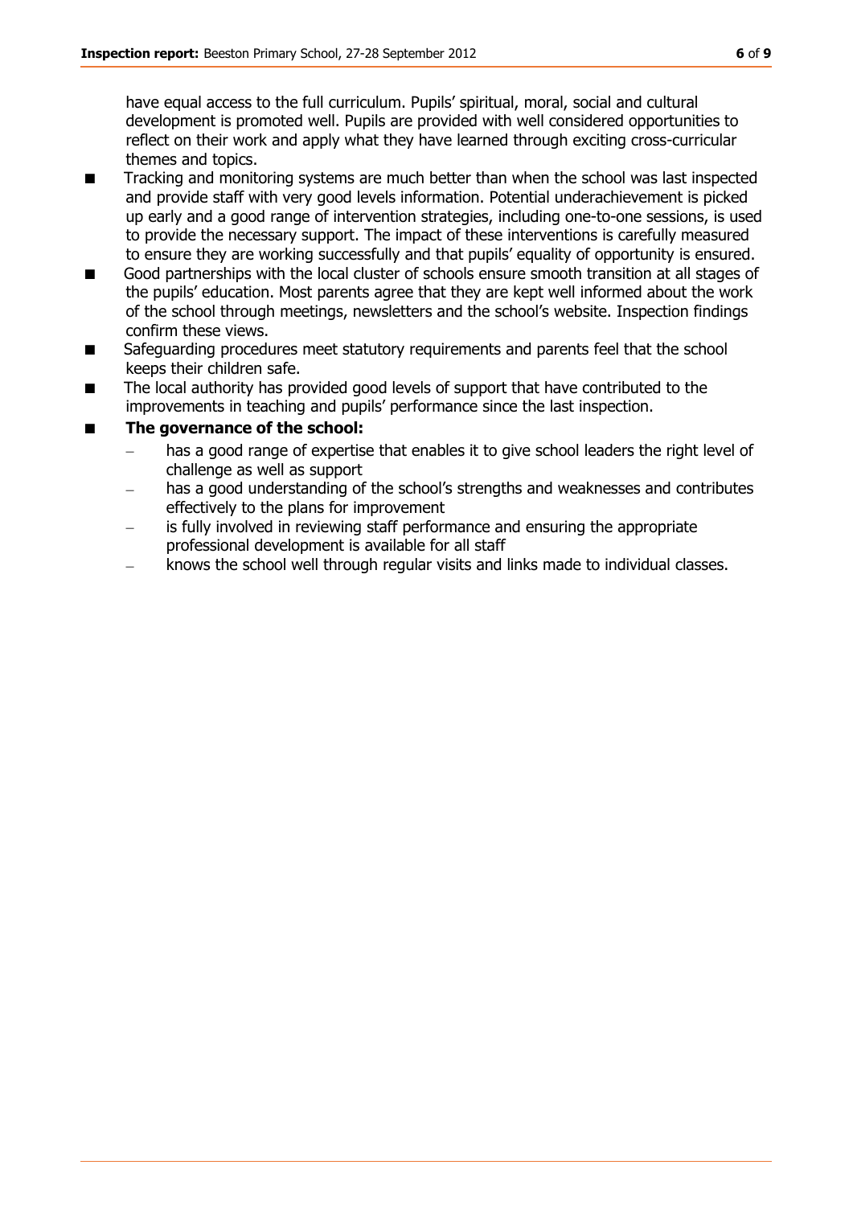have equal access to the full curriculum. Pupils' spiritual, moral, social and cultural development is promoted well. Pupils are provided with well considered opportunities to reflect on their work and apply what they have learned through exciting cross-curricular themes and topics.

- Tracking and monitoring systems are much better than when the school was last inspected and provide staff with very good levels information. Potential underachievement is picked up early and a good range of intervention strategies, including one-to-one sessions, is used to provide the necessary support. The impact of these interventions is carefully measured to ensure they are working successfully and that pupils' equality of opportunity is ensured.
- Good partnerships with the local cluster of schools ensure smooth transition at all stages of the pupils' education. Most parents agree that they are kept well informed about the work of the school through meetings, newsletters and the school's website. Inspection findings confirm these views.
- Safeguarding procedures meet statutory requirements and parents feel that the school keeps their children safe.
- The local authority has provided good levels of support that have contributed to the improvements in teaching and pupils' performance since the last inspection.
- **The governance of the school:**
  - has a good range of expertise that enables it to give school leaders the right level of challenge as well as support
  - has a good understanding of the school's strengths and weaknesses and contributes effectively to the plans for improvement
  - is fully involved in reviewing staff performance and ensuring the appropriate professional development is available for all staff
  - knows the school well through regular visits and links made to individual classes.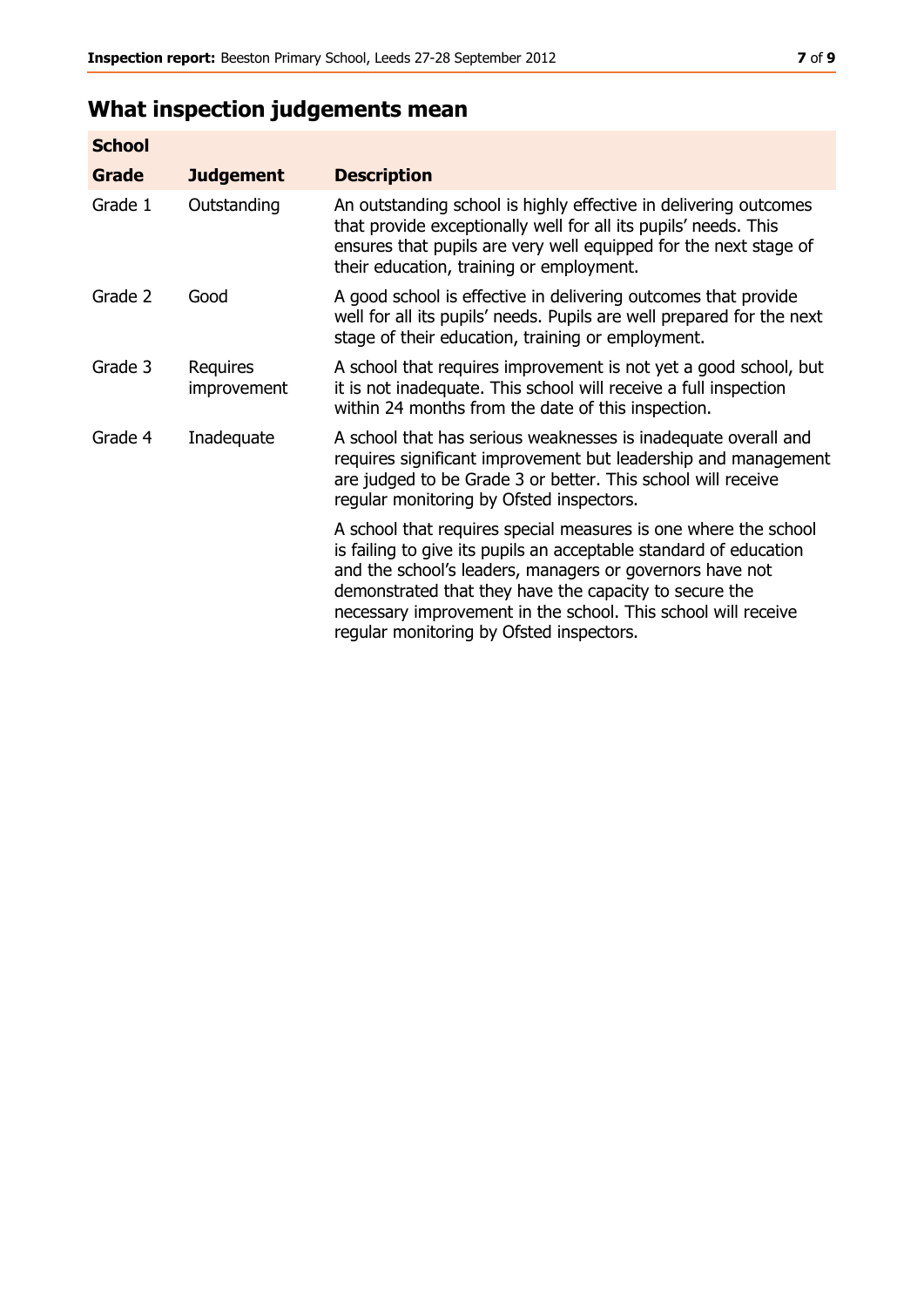## What inspection judgements mean

| School | | |
|---|---|---|
| **Grade** | **Judgement** | **Description** |
| Grade 1 | Outstanding | An outstanding school is highly effective in delivering outcomes that provide exceptionally well for all its pupils' needs. This ensures that pupils are very well equipped for the next stage of their education, training or employment. |
| Grade 2 | Good | A good school is effective in delivering outcomes that provide well for all its pupils' needs. Pupils are well prepared for the next stage of their education, training or employment. |
| Grade 3 | Requires improvement | A school that requires improvement is not yet a good school, but it is not inadequate. This school will receive a full inspection within 24 months from the date of this inspection. |
| Grade 4 | Inadequate | A school that has serious weaknesses is inadequate overall and requires significant improvement but leadership and management are judged to be Grade 3 or better. This school will receive regular monitoring by Ofsted inspectors. |
| | | A school that requires special measures is one where the school is failing to give its pupils an acceptable standard of education and the school's leaders, managers or governors have not demonstrated that they have the capacity to secure the necessary improvement in the school. This school will receive regular monitoring by Ofsted inspectors. |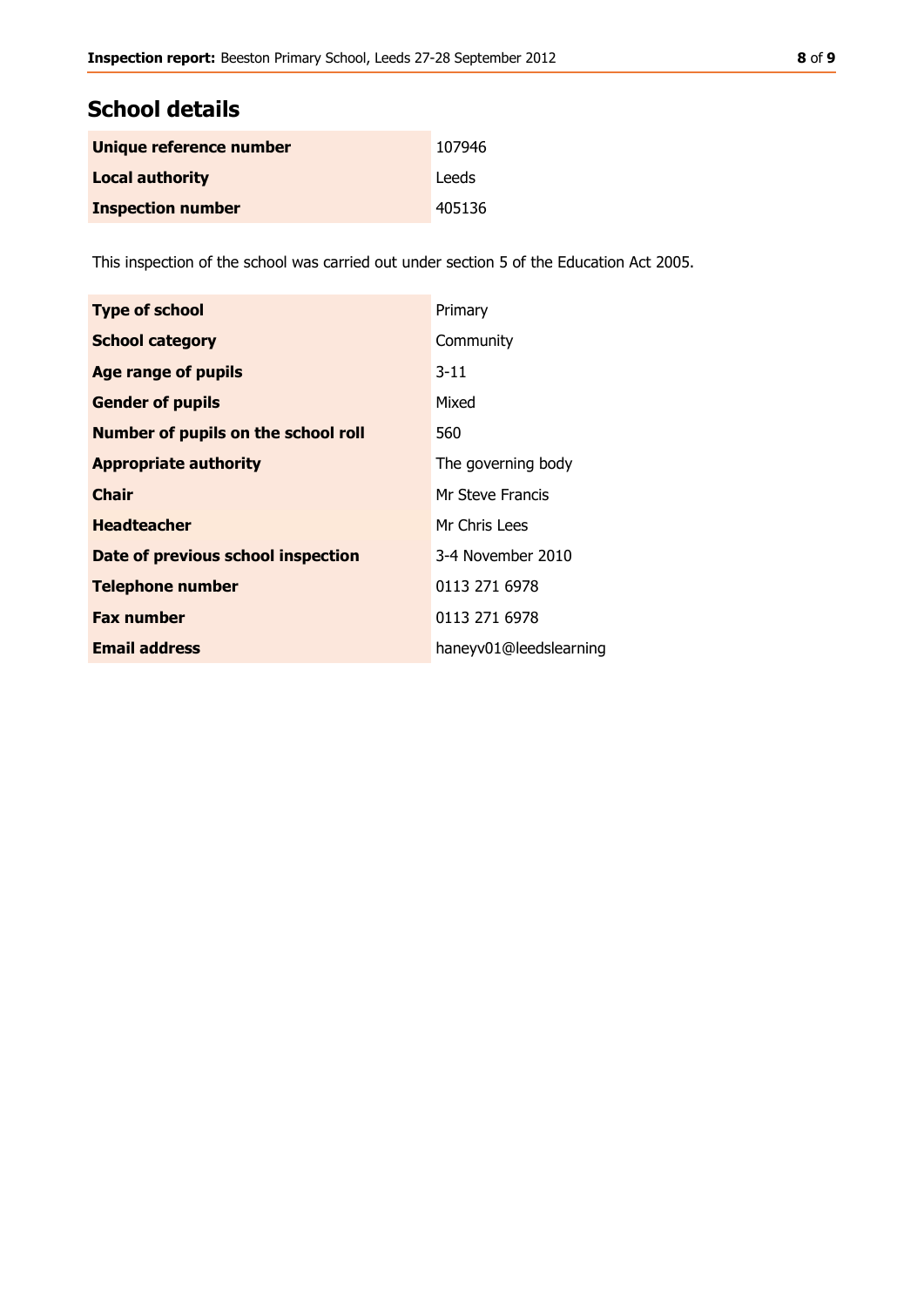## School details

| | |
|---|---|
| **Unique reference number** | 107946 |
| **Local authority** | Leeds |
| **Inspection number** | 405136 |

This inspection of the school was carried out under section 5 of the Education Act 2005.

| | |
|---|---|
| **Type of school** | Primary |
| **School category** | Community |
| **Age range of pupils** | 3-11 |
| **Gender of pupils** | Mixed |
| **Number of pupils on the school roll** | 560 |
| **Appropriate authority** | The governing body |
| **Chair** | Mr Steve Francis |
| **Headteacher** | Mr Chris Lees |
| **Date of previous school inspection** | 3-4 November 2010 |
| **Telephone number** | 0113 271 6978 |
| **Fax number** | 0113 271 6978 |
| **Email address** | haneyv01@leedslearning |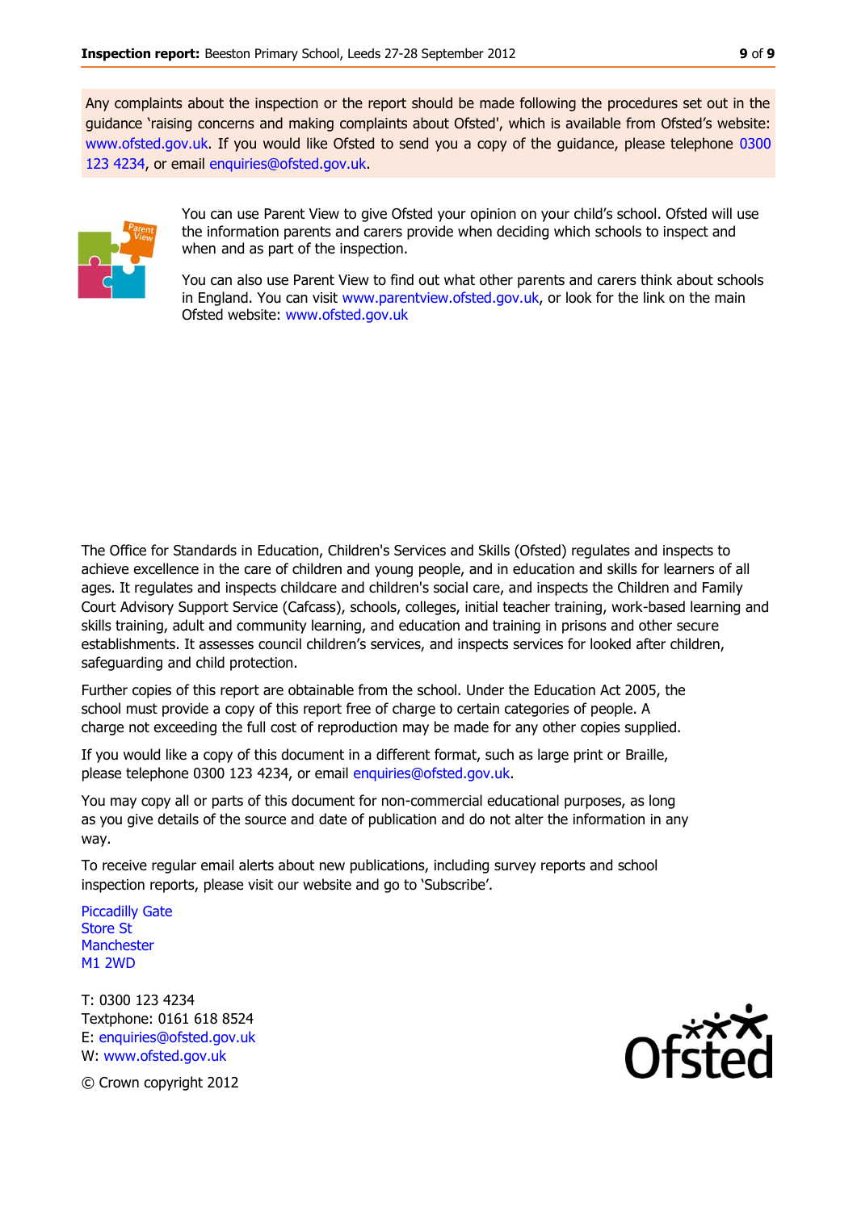Any complaints about the inspection or the report should be made following the procedures set out in the guidance 'raising concerns and making complaints about Ofsted', which is available from Ofsted's website: www.ofsted.gov.uk. If you would like Ofsted to send you a copy of the guidance, please telephone 0300 123 4234, or email enquiries@ofsted.gov.uk.

You can use Parent View to give Ofsted your opinion on your child's school. Ofsted will use the information parents and carers provide when deciding which schools to inspect and when and as part of the inspection.

You can also use Parent View to find out what other parents and carers think about schools in England. You can visit www.parentview.ofsted.gov.uk, or look for the link on the main Ofsted website: www.ofsted.gov.uk

The Office for Standards in Education, Children's Services and Skills (Ofsted) regulates and inspects to achieve excellence in the care of children and young people, and in education and skills for learners of all ages. It regulates and inspects childcare and children's social care, and inspects the Children and Family Court Advisory Support Service (Cafcass), schools, colleges, initial teacher training, work-based learning and skills training, adult and community learning, and education and training in prisons and other secure establishments. It assesses council children's services, and inspects services for looked after children, safeguarding and child protection.

Further copies of this report are obtainable from the school. Under the Education Act 2005, the school must provide a copy of this report free of charge to certain categories of people. A charge not exceeding the full cost of reproduction may be made for any other copies supplied.

If you would like a copy of this document in a different format, such as large print or Braille, please telephone 0300 123 4234, or email enquiries@ofsted.gov.uk.

You may copy all or parts of this document for non-commercial educational purposes, as long as you give details of the source and date of publication and do not alter the information in any way.

To receive regular email alerts about new publications, including survey reports and school inspection reports, please visit our website and go to 'Subscribe'.

Piccadilly Gate
Store St
Manchester
M1 2WD

T: 0300 123 4234
Textphone: 0161 618 8524
E: enquiries@ofsted.gov.uk
W: www.ofsted.gov.uk

© Crown copyright 2012